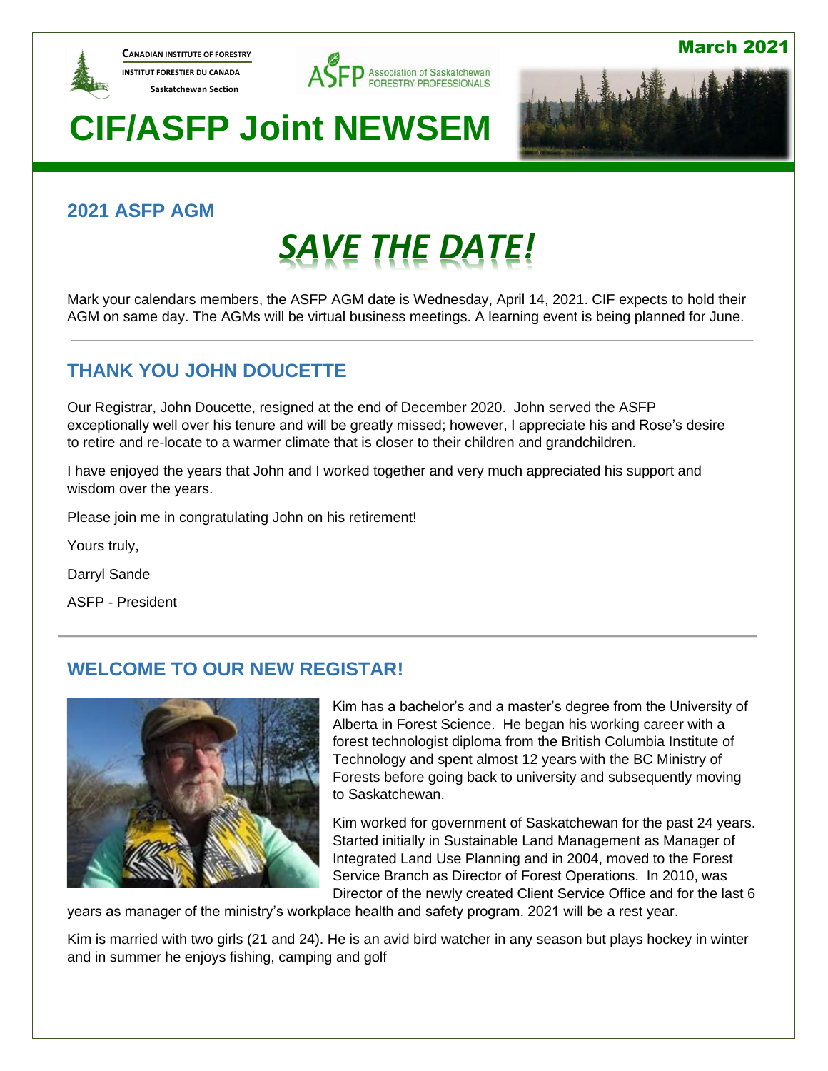CANADIAN INSTITUTE OF FORESTRY
INSTITUT FORESTIER DU CANADA
Saskatchewan Section

Association of Saskatchewan FORESTRY PROFESSIONALS

March 2021

# CIF/ASFP Joint NEWSEM

## 2021 ASFP AGM

# *SAVE THE DATE!*

Mark your calendars members, the ASFP AGM date is Wednesday, April 14, 2021. CIF expects to hold their AGM on same day. The AGMs will be virtual business meetings. A learning event is being planned for June.

---

## THANK YOU JOHN DOUCETTE

Our Registrar, John Doucette, resigned at the end of December 2020. John served the ASFP exceptionally well over his tenure and will be greatly missed; however, I appreciate his and Rose's desire to retire and re-locate to a warmer climate that is closer to their children and grandchildren.

I have enjoyed the years that John and I worked together and very much appreciated his support and wisdom over the years.

Please join me in congratulating John on his retirement!

Yours truly,

Darryl Sande

ASFP - President

---

## WELCOME TO OUR NEW REGISTAR!

Kim has a bachelor's and a master's degree from the University of Alberta in Forest Science. He began his working career with a forest technologist diploma from the British Columbia Institute of Technology and spent almost 12 years with the BC Ministry of Forests before going back to university and subsequently moving to Saskatchewan.

Kim worked for government of Saskatchewan for the past 24 years. Started initially in Sustainable Land Management as Manager of Integrated Land Use Planning and in 2004, moved to the Forest Service Branch as Director of Forest Operations. In 2010, was Director of the newly created Client Service Office and for the last 6 years as manager of the ministry's workplace health and safety program. 2021 will be a rest year.

Kim is married with two girls (21 and 24). He is an avid bird watcher in any season but plays hockey in winter and in summer he enjoys fishing, camping and golf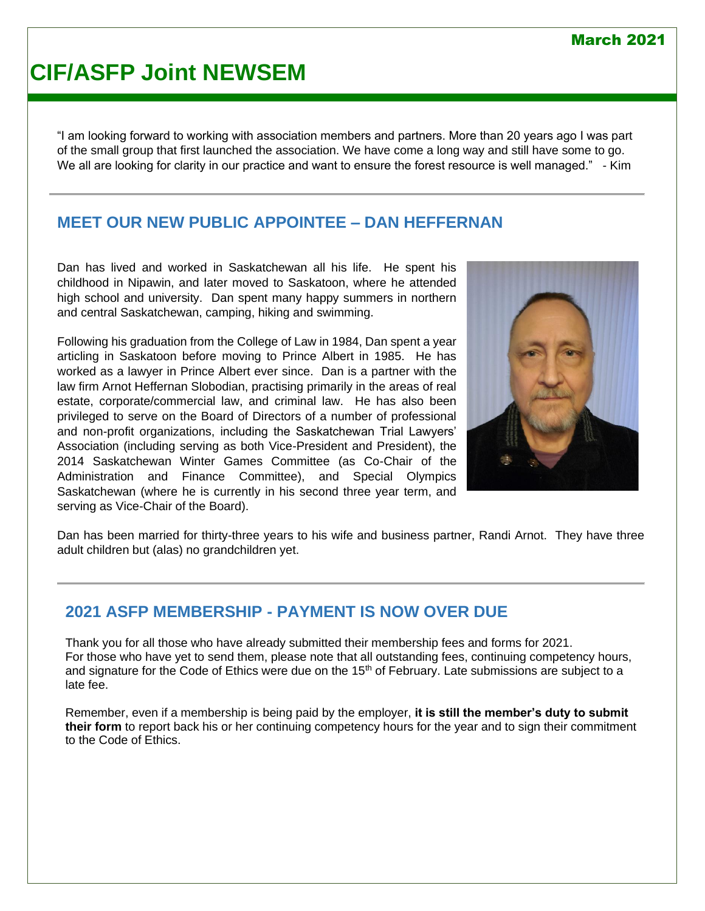# CIF/ASFP Joint NEWSEM

March 2021

"I am looking forward to working with association members and partners. More than 20 years ago I was part of the small group that first launched the association. We have come a long way and still have some to go. We all are looking for clarity in our practice and want to ensure the forest resource is well managed." - Kim

## MEET OUR NEW PUBLIC APPOINTEE – DAN HEFFERNAN

Dan has lived and worked in Saskatchewan all his life. He spent his childhood in Nipawin, and later moved to Saskatoon, where he attended high school and university. Dan spent many happy summers in northern and central Saskatchewan, camping, hiking and swimming.

Following his graduation from the College of Law in 1984, Dan spent a year articling in Saskatoon before moving to Prince Albert in 1985. He has worked as a lawyer in Prince Albert ever since. Dan is a partner with the law firm Arnot Heffernan Slobodian, practising primarily in the areas of real estate, corporate/commercial law, and criminal law. He has also been privileged to serve on the Board of Directors of a number of professional and non-profit organizations, including the Saskatchewan Trial Lawyers' Association (including serving as both Vice-President and President), the 2014 Saskatchewan Winter Games Committee (as Co-Chair of the Administration and Finance Committee), and Special Olympics Saskatchewan (where he is currently in his second three year term, and serving as Vice-Chair of the Board).

Dan has been married for thirty-three years to his wife and business partner, Randi Arnot. They have three adult children but (alas) no grandchildren yet.

## 2021 ASFP MEMBERSHIP - PAYMENT IS NOW OVER DUE

Thank you for all those who have already submitted their membership fees and forms for 2021. For those who have yet to send them, please note that all outstanding fees, continuing competency hours, and signature for the Code of Ethics were due on the 15th of February. Late submissions are subject to a late fee.

Remember, even if a membership is being paid by the employer, **it is still the member's duty to submit their form** to report back his or her continuing competency hours for the year and to sign their commitment to the Code of Ethics.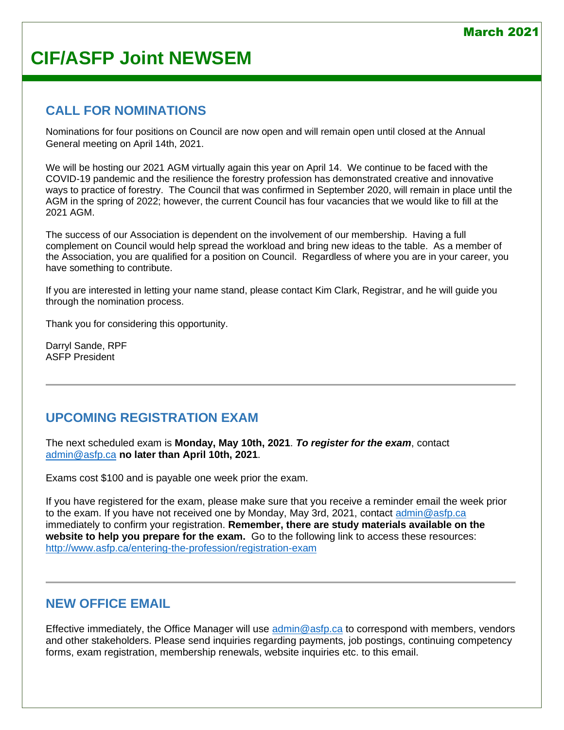March 2021

# CIF/ASFP Joint NEWSEM

## CALL FOR NOMINATIONS

Nominations for four positions on Council are now open and will remain open until closed at the Annual General meeting on April 14th, 2021.

We will be hosting our 2021 AGM virtually again this year on April 14. We continue to be faced with the COVID-19 pandemic and the resilience the forestry profession has demonstrated creative and innovative ways to practice of forestry. The Council that was confirmed in September 2020, will remain in place until the AGM in the spring of 2022; however, the current Council has four vacancies that we would like to fill at the 2021 AGM.

The success of our Association is dependent on the involvement of our membership. Having a full complement on Council would help spread the workload and bring new ideas to the table. As a member of the Association, you are qualified for a position on Council. Regardless of where you are in your career, you have something to contribute.

If you are interested in letting your name stand, please contact Kim Clark, Registrar, and he will guide you through the nomination process.

Thank you for considering this opportunity.

Darryl Sande, RPF
ASFP President

---

## UPCOMING REGISTRATION EXAM

The next scheduled exam is **Monday, May 10th, 2021**. ***To register for the exam***, contact admin@asfp.ca **no later than April 10th, 2021**.

Exams cost $100 and is payable one week prior the exam.

If you have registered for the exam, please make sure that you receive a reminder email the week prior to the exam. If you have not received one by Monday, May 3rd, 2021, contact admin@asfp.ca immediately to confirm your registration. **Remember, there are study materials available on the website to help you prepare for the exam.** Go to the following link to access these resources: http://www.asfp.ca/entering-the-profession/registration-exam

---

## NEW OFFICE EMAIL

Effective immediately, the Office Manager will use admin@asfp.ca to correspond with members, vendors and other stakeholders. Please send inquiries regarding payments, job postings, continuing competency forms, exam registration, membership renewals, website inquiries etc. to this email.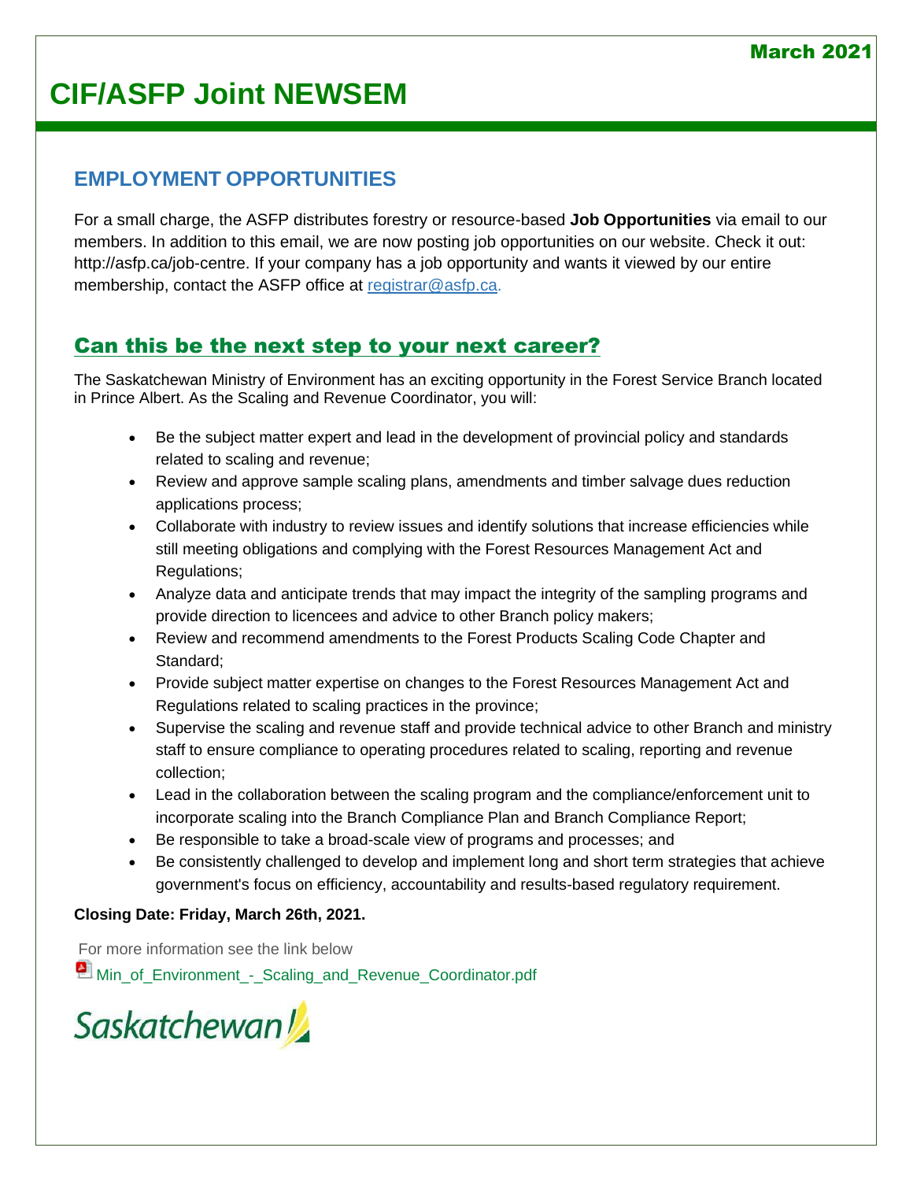March 2021

# CIF/ASFP Joint NEWSEM

## EMPLOYMENT OPPORTUNITIES

For a small charge, the ASFP distributes forestry or resource-based **Job Opportunities** via email to our members. In addition to this email, we are now posting job opportunities on our website. Check it out: http://asfp.ca/job-centre. If your company has a job opportunity and wants it viewed by our entire membership, contact the ASFP office at registrar@asfp.ca.

## Can this be the next step to your next career?

The Saskatchewan Ministry of Environment has an exciting opportunity in the Forest Service Branch located in Prince Albert. As the Scaling and Revenue Coordinator, you will:

- Be the subject matter expert and lead in the development of provincial policy and standards related to scaling and revenue;
- Review and approve sample scaling plans, amendments and timber salvage dues reduction applications process;
- Collaborate with industry to review issues and identify solutions that increase efficiencies while still meeting obligations and complying with the Forest Resources Management Act and Regulations;
- Analyze data and anticipate trends that may impact the integrity of the sampling programs and provide direction to licencees and advice to other Branch policy makers;
- Review and recommend amendments to the Forest Products Scaling Code Chapter and Standard;
- Provide subject matter expertise on changes to the Forest Resources Management Act and Regulations related to scaling practices in the province;
- Supervise the scaling and revenue staff and provide technical advice to other Branch and ministry staff to ensure compliance to operating procedures related to scaling, reporting and revenue collection;
- Lead in the collaboration between the scaling program and the compliance/enforcement unit to incorporate scaling into the Branch Compliance Plan and Branch Compliance Report;
- Be responsible to take a broad-scale view of programs and processes; and
- Be consistently challenged to develop and implement long and short term strategies that achieve government's focus on efficiency, accountability and results-based regulatory requirement.

**Closing Date: Friday, March 26th, 2021.**

For more information see the link below

Min_of_Environment_-_Scaling_and_Revenue_Coordinator.pdf

Saskatchewan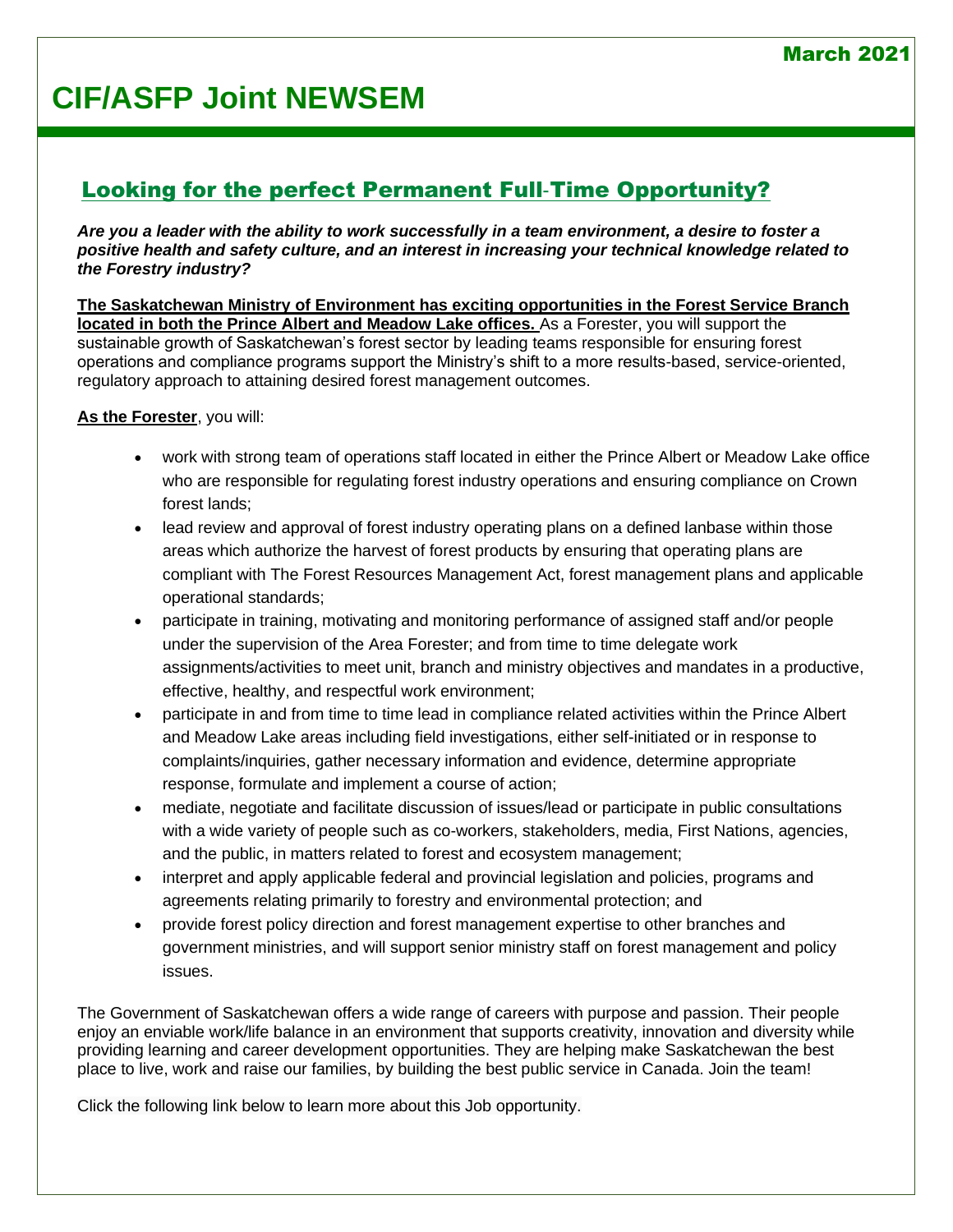March 2021

# CIF/ASFP Joint NEWSEM

## Looking for the perfect Permanent Full-Time Opportunity?

***Are you a leader with the ability to work successfully in a team environment, a desire to foster a positive health and safety culture, and an interest in increasing your technical knowledge related to the Forestry industry?***

**The Saskatchewan Ministry of Environment has exciting opportunities in the Forest Service Branch located in both the Prince Albert and Meadow Lake offices.** As a Forester, you will support the sustainable growth of Saskatchewan's forest sector by leading teams responsible for ensuring forest operations and compliance programs support the Ministry's shift to a more results-based, service-oriented, regulatory approach to attaining desired forest management outcomes.

**As the Forester**, you will:

- work with strong team of operations staff located in either the Prince Albert or Meadow Lake office who are responsible for regulating forest industry operations and ensuring compliance on Crown forest lands;
- lead review and approval of forest industry operating plans on a defined lanbase within those areas which authorize the harvest of forest products by ensuring that operating plans are compliant with The Forest Resources Management Act, forest management plans and applicable operational standards;
- participate in training, motivating and monitoring performance of assigned staff and/or people under the supervision of the Area Forester; and from time to time delegate work assignments/activities to meet unit, branch and ministry objectives and mandates in a productive, effective, healthy, and respectful work environment;
- participate in and from time to time lead in compliance related activities within the Prince Albert and Meadow Lake areas including field investigations, either self-initiated or in response to complaints/inquiries, gather necessary information and evidence, determine appropriate response, formulate and implement a course of action;
- mediate, negotiate and facilitate discussion of issues/lead or participate in public consultations with a wide variety of people such as co-workers, stakeholders, media, First Nations, agencies, and the public, in matters related to forest and ecosystem management;
- interpret and apply applicable federal and provincial legislation and policies, programs and agreements relating primarily to forestry and environmental protection; and
- provide forest policy direction and forest management expertise to other branches and government ministries, and will support senior ministry staff on forest management and policy issues.

The Government of Saskatchewan offers a wide range of careers with purpose and passion. Their people enjoy an enviable work/life balance in an environment that supports creativity, innovation and diversity while providing learning and career development opportunities. They are helping make Saskatchewan the best place to live, work and raise our families, by building the best public service in Canada. Join the team!

Click the following link below to learn more about this Job opportunity.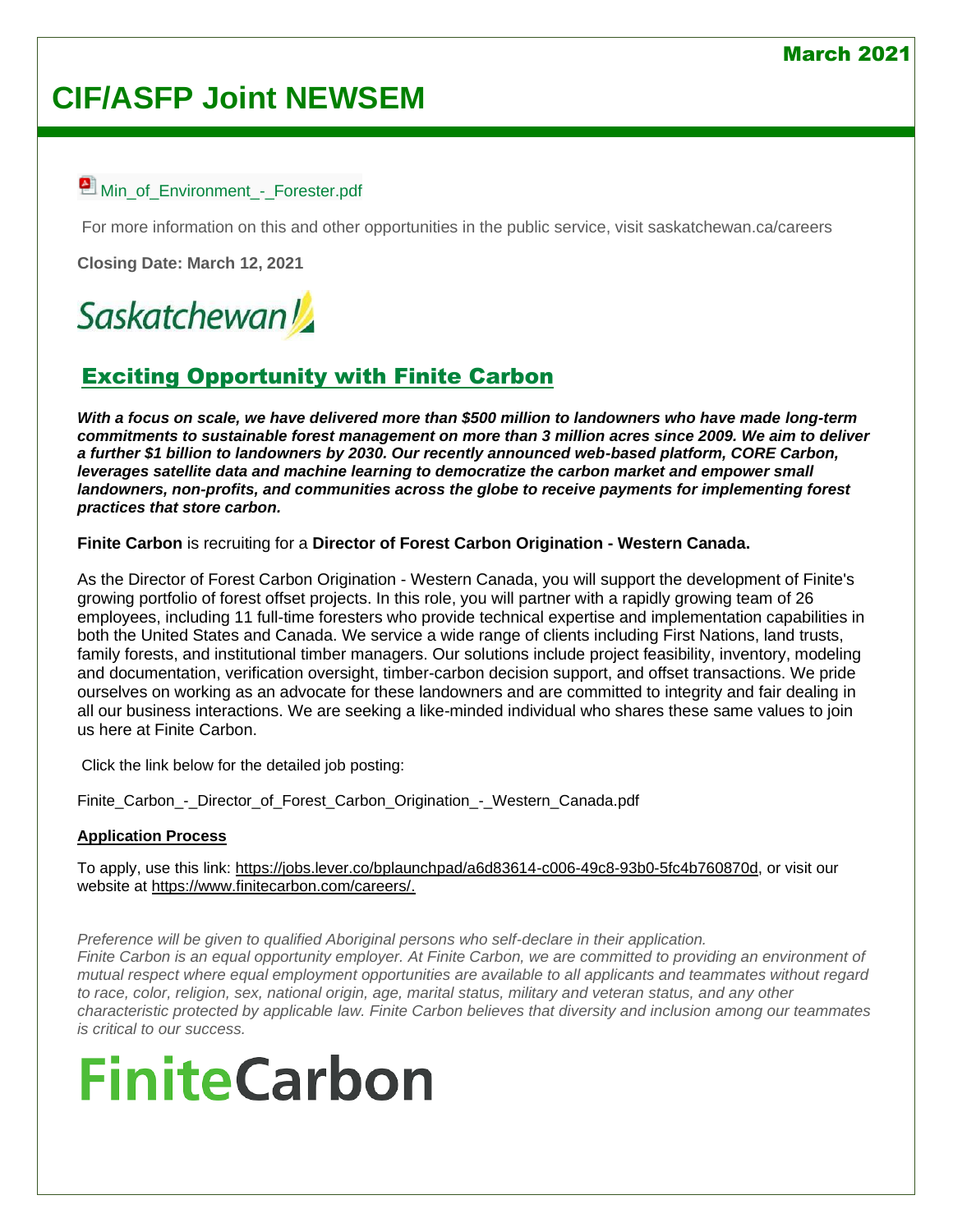# CIF/ASFP Joint NEWSEM

March 2021

Min_of_Environment_-_Forester.pdf

For more information on this and other opportunities in the public service, visit saskatchewan.ca/careers

**Closing Date: March 12, 2021**

Saskatchewan

## Exciting Opportunity with Finite Carbon

***With a focus on scale, we have delivered more than $500 million to landowners who have made long-term commitments to sustainable forest management on more than 3 million acres since 2009. We aim to deliver a further $1 billion to landowners by 2030. Our recently announced web-based platform, CORE Carbon, leverages satellite data and machine learning to democratize the carbon market and empower small landowners, non-profits, and communities across the globe to receive payments for implementing forest practices that store carbon.***

**Finite Carbon** is recruiting for a **Director of Forest Carbon Origination - Western Canada.**

As the Director of Forest Carbon Origination - Western Canada, you will support the development of Finite's growing portfolio of forest offset projects. In this role, you will partner with a rapidly growing team of 26 employees, including 11 full-time foresters who provide technical expertise and implementation capabilities in both the United States and Canada. We service a wide range of clients including First Nations, land trusts, family forests, and institutional timber managers. Our solutions include project feasibility, inventory, modeling and documentation, verification oversight, timber-carbon decision support, and offset transactions. We pride ourselves on working as an advocate for these landowners and are committed to integrity and fair dealing in all our business interactions. We are seeking a like-minded individual who shares these same values to join us here at Finite Carbon.

Click the link below for the detailed job posting:

Finite_Carbon_-_Director_of_Forest_Carbon_Origination_-_Western_Canada.pdf

**Application Process**

To apply, use this link: https://jobs.lever.co/bplaunchpad/a6d83614-c006-49c8-93b0-5fc4b760870d, or visit our website at https://www.finitecarbon.com/careers/.

*Preference will be given to qualified Aboriginal persons who self-declare in their application.*
*Finite Carbon is an equal opportunity employer. At Finite Carbon, we are committed to providing an environment of mutual respect where equal employment opportunities are available to all applicants and teammates without regard to race, color, religion, sex, national origin, age, marital status, military and veteran status, and any other characteristic protected by applicable law. Finite Carbon believes that diversity and inclusion among our teammates is critical to our success.*

FiniteCarbon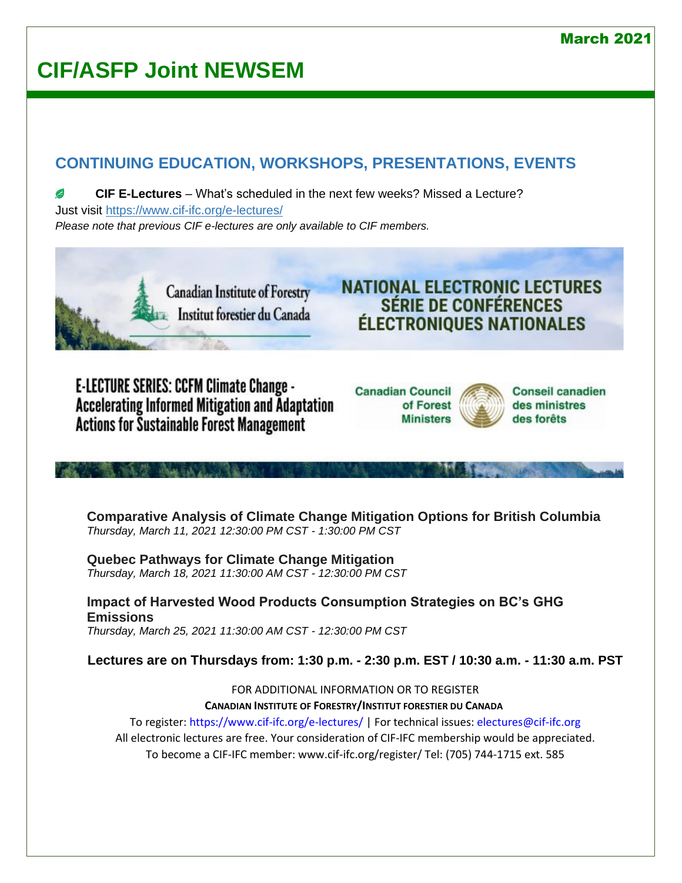# CIF/ASFP Joint NEWSEM

March 2021

## CONTINUING EDUCATION, WORKSHOPS, PRESENTATIONS, EVENTS

**CIF E-Lectures** – What's scheduled in the next few weeks? Missed a Lecture? Just visit https://www.cif-ifc.org/e-lectures/

*Please note that previous CIF e-lectures are only available to CIF members.*

Canadian Institute of Forestry / Institut forestier du Canada

**NATIONAL ELECTRONIC LECTURES / SÉRIE DE CONFÉRENCES ÉLECTRONIQUES NATIONALES**

**E-LECTURE SERIES: CCFM Climate Change - Accelerating Informed Mitigation and Adaptation Actions for Sustainable Forest Management**

Canadian Council of Forest Ministers / Conseil canadien des ministres des forêts

**Comparative Analysis of Climate Change Mitigation Options for British Columbia**
*Thursday, March 11, 2021 12:30:00 PM CST - 1:30:00 PM CST*

**Quebec Pathways for Climate Change Mitigation**
*Thursday, March 18, 2021 11:30:00 AM CST - 12:30:00 PM CST*

**Impact of Harvested Wood Products Consumption Strategies on BC's GHG Emissions**
*Thursday, March 25, 2021 11:30:00 AM CST - 12:30:00 PM CST*

**Lectures are on Thursdays from: 1:30 p.m. - 2:30 p.m. EST / 10:30 a.m. - 11:30 a.m. PST**

FOR ADDITIONAL INFORMATION OR TO REGISTER

**CANADIAN INSTITUTE OF FORESTRY/INSTITUT FORESTIER DU CANADA**

To register: https://www.cif-ifc.org/e-lectures/ | For technical issues: electures@cif-ifc.org

All electronic lectures are free. Your consideration of CIF-IFC membership would be appreciated.

To become a CIF-IFC member: www.cif-ifc.org/register/ Tel: (705) 744-1715 ext. 585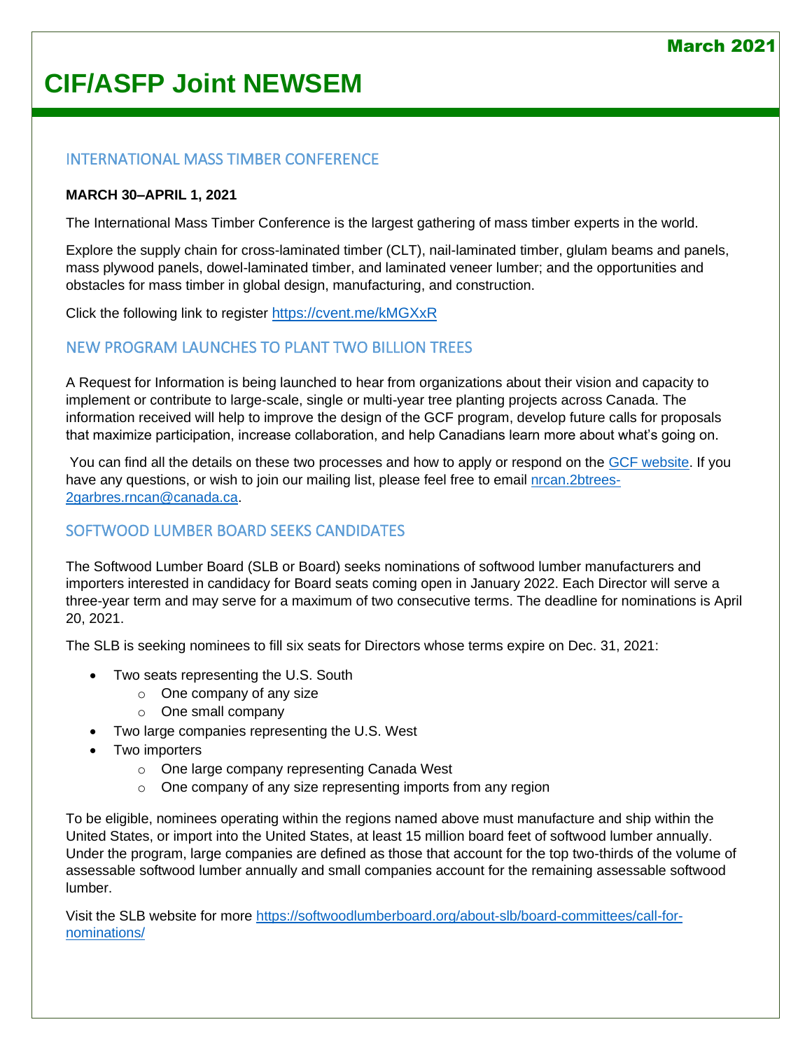# CIF/ASFP Joint NEWSEM

March 2021

## INTERNATIONAL MASS TIMBER CONFERENCE

**MARCH 30–APRIL 1, 2021**

The International Mass Timber Conference is the largest gathering of mass timber experts in the world.

Explore the supply chain for cross-laminated timber (CLT), nail-laminated timber, glulam beams and panels, mass plywood panels, dowel-laminated timber, and laminated veneer lumber; and the opportunities and obstacles for mass timber in global design, manufacturing, and construction.

Click the following link to register https://cvent.me/kMGXxR

## NEW PROGRAM LAUNCHES TO PLANT TWO BILLION TREES

A Request for Information is being launched to hear from organizations about their vision and capacity to implement or contribute to large-scale, single or multi-year tree planting projects across Canada. The information received will help to improve the design of the GCF program, develop future calls for proposals that maximize participation, increase collaboration, and help Canadians learn more about what's going on.

You can find all the details on these two processes and how to apply or respond on the GCF website. If you have any questions, or wish to join our mailing list, please feel free to email nrcan.2btrees-2garbres.rncan@canada.ca.

## SOFTWOOD LUMBER BOARD SEEKS CANDIDATES

The Softwood Lumber Board (SLB or Board) seeks nominations of softwood lumber manufacturers and importers interested in candidacy for Board seats coming open in January 2022. Each Director will serve a three-year term and may serve for a maximum of two consecutive terms. The deadline for nominations is April 20, 2021.

The SLB is seeking nominees to fill six seats for Directors whose terms expire on Dec. 31, 2021:

- Two seats representing the U.S. South
  - One company of any size
  - One small company
- Two large companies representing the U.S. West
- Two importers
  - One large company representing Canada West
  - One company of any size representing imports from any region

To be eligible, nominees operating within the regions named above must manufacture and ship within the United States, or import into the United States, at least 15 million board feet of softwood lumber annually. Under the program, large companies are defined as those that account for the top two-thirds of the volume of assessable softwood lumber annually and small companies account for the remaining assessable softwood lumber.

Visit the SLB website for more https://softwoodlumberboard.org/about-slb/board-committees/call-for-nominations/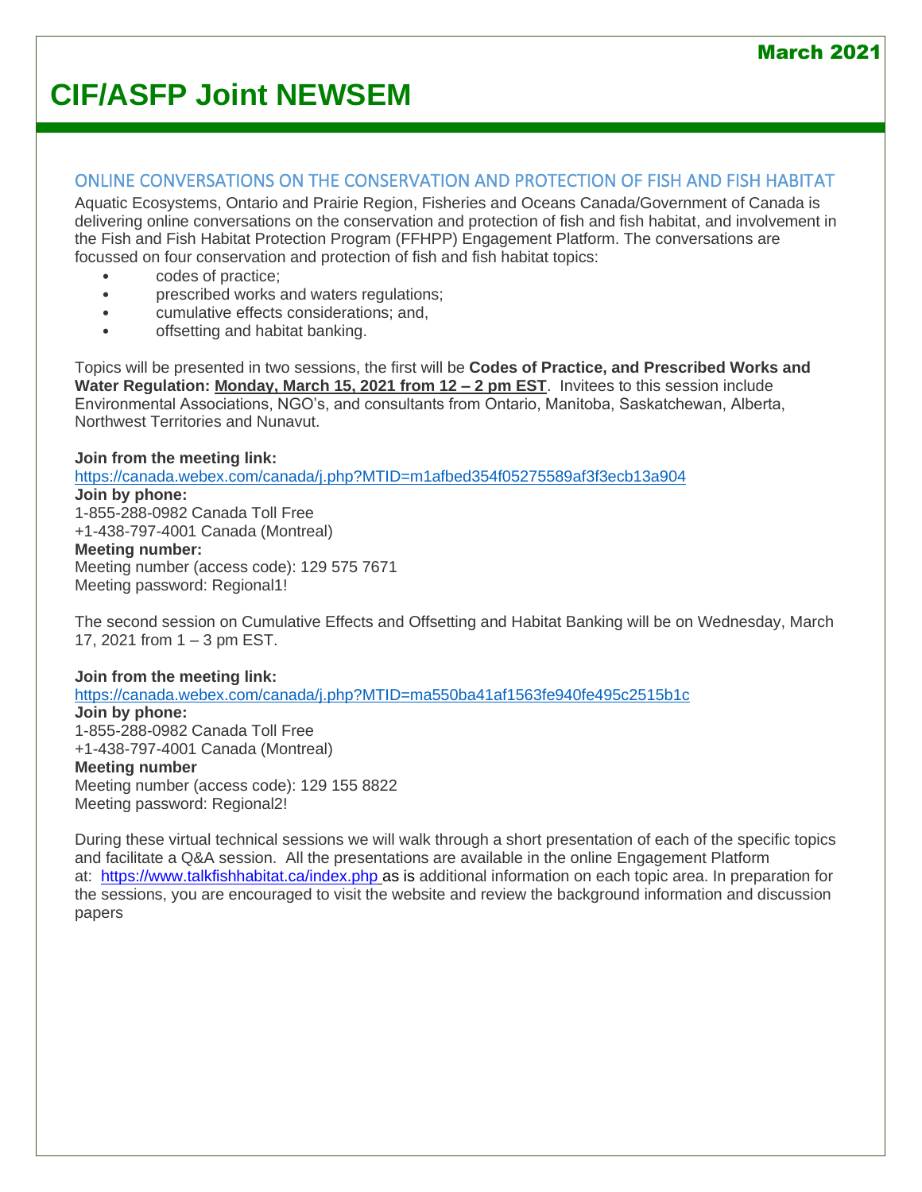# CIF/ASFP Joint NEWSEM

## ONLINE CONVERSATIONS ON THE CONSERVATION AND PROTECTION OF FISH AND FISH HABITAT

Aquatic Ecosystems, Ontario and Prairie Region, Fisheries and Oceans Canada/Government of Canada is delivering online conversations on the conservation and protection of fish and fish habitat, and involvement in the Fish and Fish Habitat Protection Program (FFHPP) Engagement Platform. The conversations are focussed on four conservation and protection of fish and fish habitat topics:

- codes of practice;
- prescribed works and waters regulations;
- cumulative effects considerations; and,
- offsetting and habitat banking.

Topics will be presented in two sessions, the first will be **Codes of Practice, and Prescribed Works and Water Regulation: Monday, March 15, 2021 from 12 – 2 pm EST**. Invitees to this session include Environmental Associations, NGO's, and consultants from Ontario, Manitoba, Saskatchewan, Alberta, Northwest Territories and Nunavut.

**Join from the meeting link:**
https://canada.webex.com/canada/j.php?MTID=m1afbed354f05275589af3f3ecb13a904
**Join by phone:**
1-855-288-0982 Canada Toll Free
+1-438-797-4001 Canada (Montreal)
**Meeting number:**
Meeting number (access code): 129 575 7671
Meeting password: Regional1!

The second session on Cumulative Effects and Offsetting and Habitat Banking will be on Wednesday, March 17, 2021 from 1 – 3 pm EST.

**Join from the meeting link:**
https://canada.webex.com/canada/j.php?MTID=ma550ba41af1563fe940fe495c2515b1c
**Join by phone:**
1-855-288-0982 Canada Toll Free
+1-438-797-4001 Canada (Montreal)
**Meeting number**
Meeting number (access code): 129 155 8822
Meeting password: Regional2!

During these virtual technical sessions we will walk through a short presentation of each of the specific topics and facilitate a Q&A session. All the presentations are available in the online Engagement Platform at: https://www.talkfishhabitat.ca/index.php as is additional information on each topic area. In preparation for the sessions, you are encouraged to visit the website and review the background information and discussion papers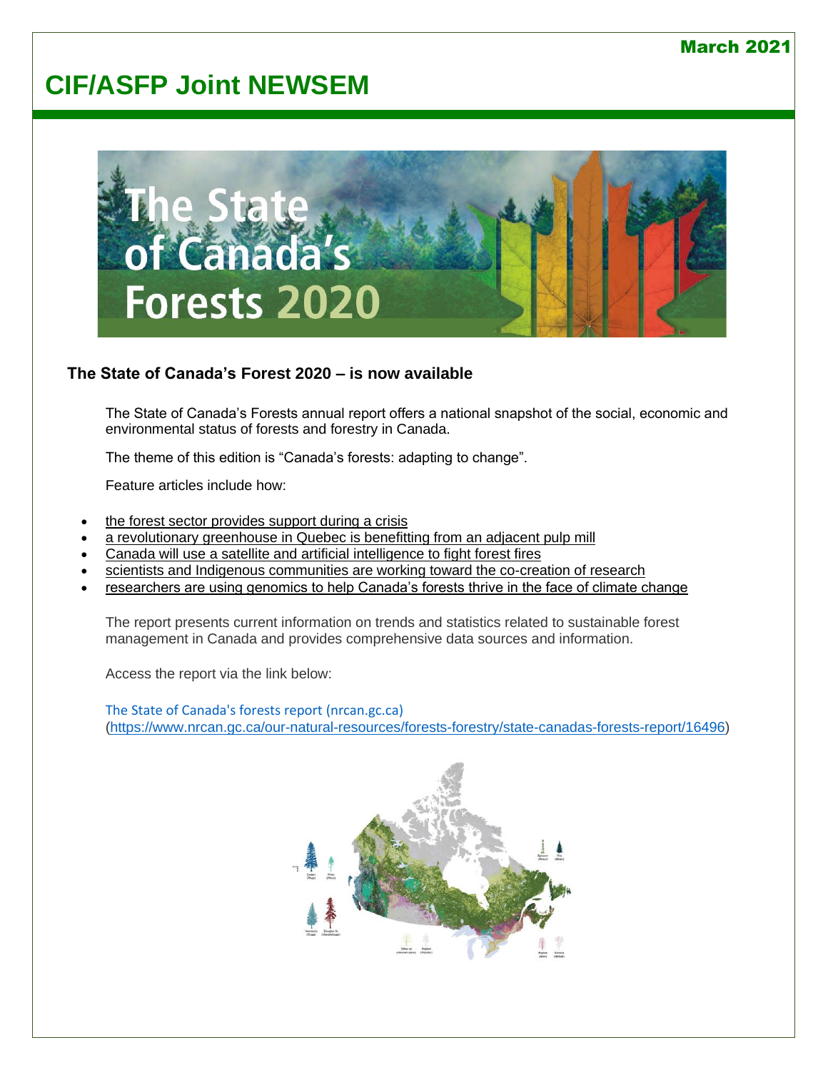# CIF/ASFP Joint NEWSEM

March 2021

## The State of Canada's Forest 2020 – is now available

The State of Canada's Forests annual report offers a national snapshot of the social, economic and environmental status of forests and forestry in Canada.

The theme of this edition is "Canada's forests: adapting to change".

Feature articles include how:

- the forest sector provides support during a crisis
- a revolutionary greenhouse in Quebec is benefitting from an adjacent pulp mill
- Canada will use a satellite and artificial intelligence to fight forest fires
- scientists and Indigenous communities are working toward the co-creation of research
- researchers are using genomics to help Canada's forests thrive in the face of climate change

The report presents current information on trends and statistics related to sustainable forest management in Canada and provides comprehensive data sources and information.

Access the report via the link below:

The State of Canada's forests report (nrcan.gc.ca)
(https://www.nrcan.gc.ca/our-natural-resources/forests-forestry/state-canadas-forests-report/16496)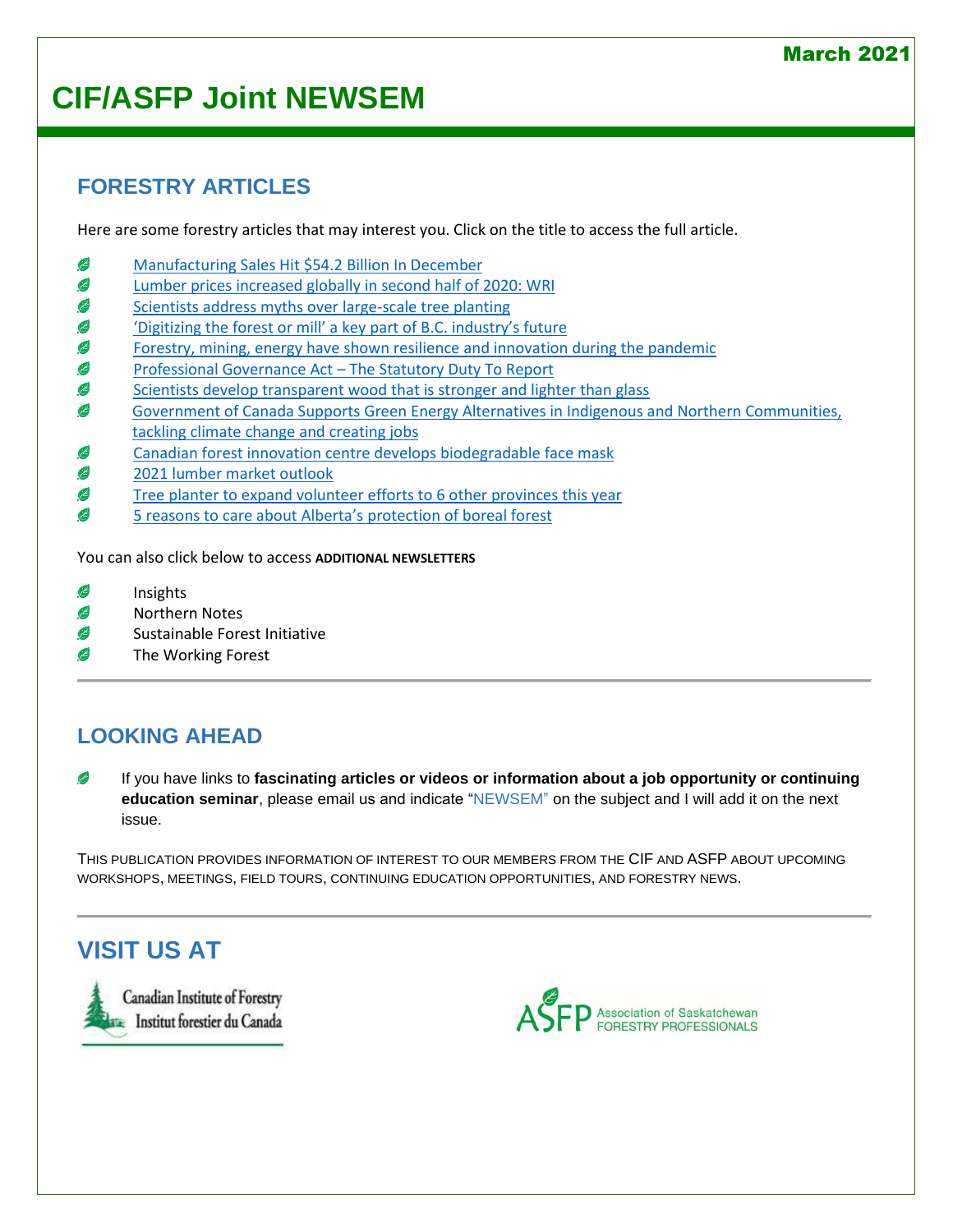March 2021

# CIF/ASFP Joint NEWSEM

## FORESTRY ARTICLES

Here are some forestry articles that may interest you. Click on the title to access the full article.

- Manufacturing Sales Hit $54.2 Billion In December
- Lumber prices increased globally in second half of 2020: WRI
- Scientists address myths over large-scale tree planting
- 'Digitizing the forest or mill' a key part of B.C. industry's future
- Forestry, mining, energy have shown resilience and innovation during the pandemic
- Professional Governance Act – The Statutory Duty To Report
- Scientists develop transparent wood that is stronger and lighter than glass
- Government of Canada Supports Green Energy Alternatives in Indigenous and Northern Communities, tackling climate change and creating jobs
- Canadian forest innovation centre develops biodegradable face mask
- 2021 lumber market outlook
- Tree planter to expand volunteer efforts to 6 other provinces this year
- 5 reasons to care about Alberta's protection of boreal forest

You can also click below to access **ADDITIONAL NEWSLETTERS**

- Insights
- Northern Notes
- Sustainable Forest Initiative
- The Working Forest

## LOOKING AHEAD

- If you have links to **fascinating articles or videos or information about a job opportunity or continuing education seminar**, please email us and indicate "NEWSEM" on the subject and I will add it on the next issue.

THIS PUBLICATION PROVIDES INFORMATION OF INTEREST TO OUR MEMBERS FROM THE CIF AND ASFP ABOUT UPCOMING WORKSHOPS, MEETINGS, FIELD TOURS, CONTINUING EDUCATION OPPORTUNITIES, AND FORESTRY NEWS.

## VISIT US AT

Canadian Institute of Forestry
Institut forestier du Canada

ASFP Association of Saskatchewan FORESTRY PROFESSIONALS